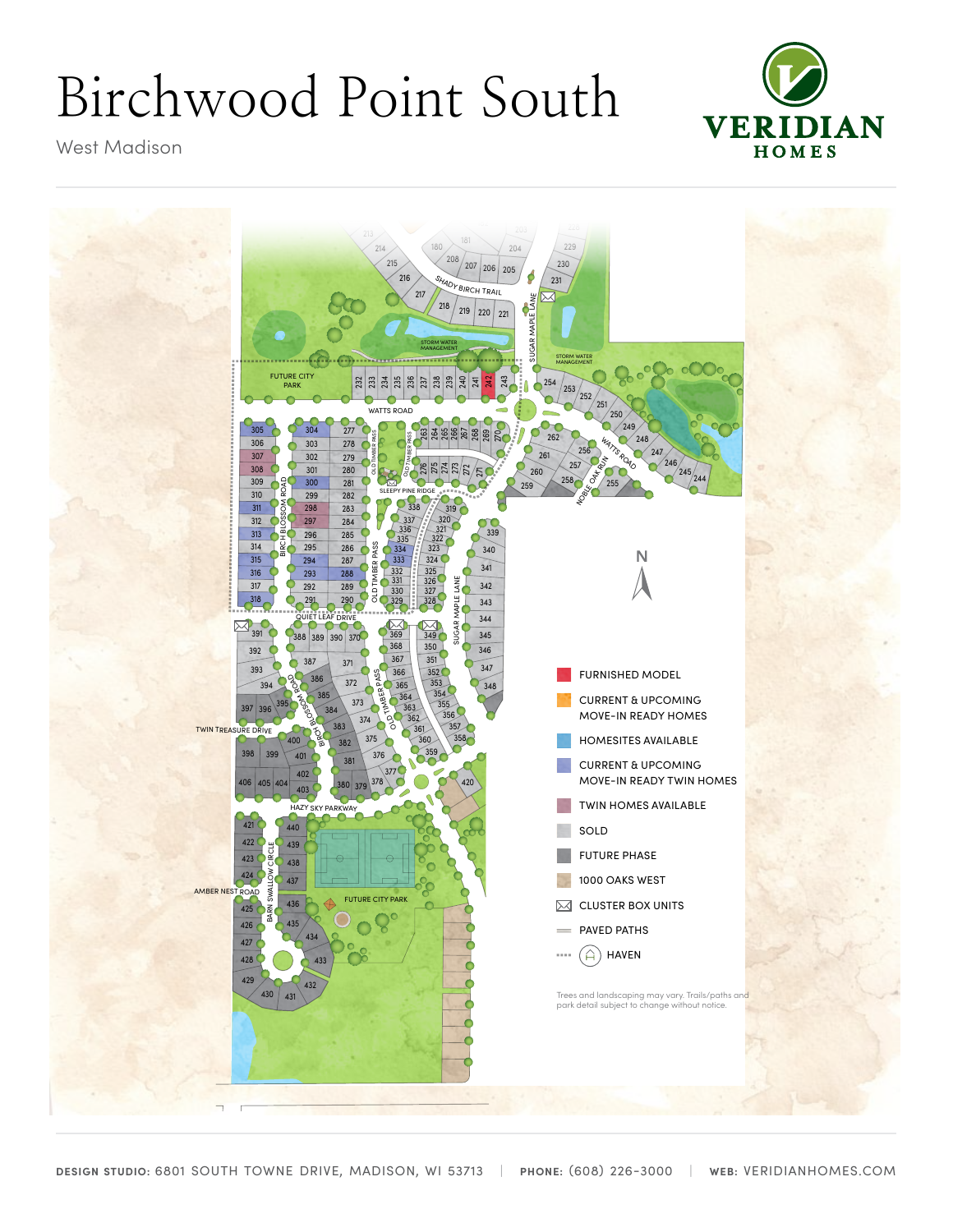# Birchwood Point South

West Madison

VERIDIAN HOMES

- FURNISHED MODEL
- CURRENT & UPCOMING MOVE-IN READY HOMES
- HOMESITES AVAILABLE
- CURRENT & UPCOMING MOVE-IN READY TWIN HOMES
- TWIN HOMES AVAILABLE
- SOLD
- FUTURE PHASE
- 1000 OAKS WEST
- CLUSTER BOX UNITS
- PAVED PATHS
- HAVEN

Trees and landscaping may vary. Trails/paths and park detail subject to change without notice.

**DESIGN STUDIO:** 6801 SOUTH TOWNE DRIVE, MADISON, WI 53713 | **PHONE:** (608) 226-3000 | **WEB:** VERIDIANHOMES.COM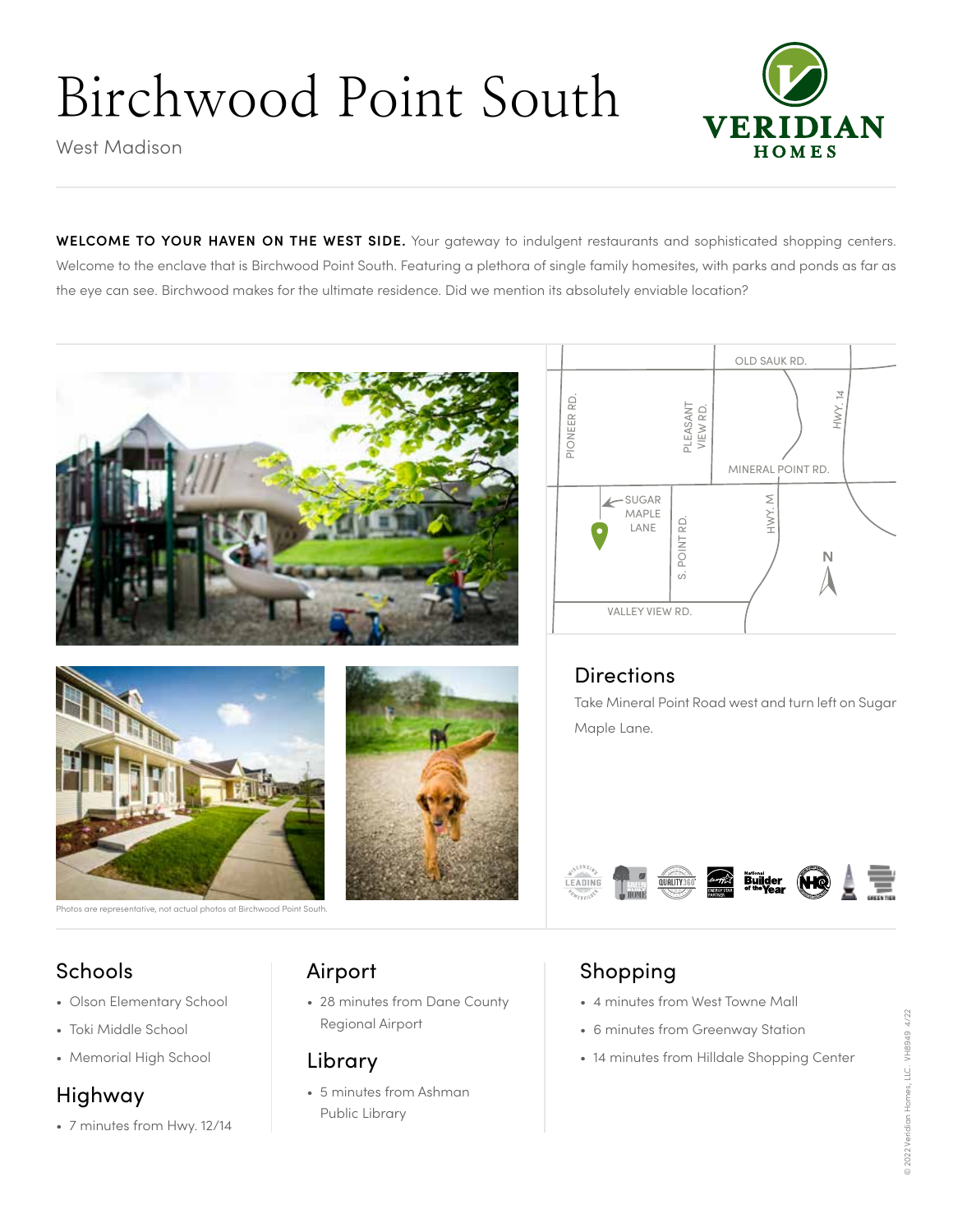# Birchwood Point South

West Madison

**WELCOME TO YOUR HAVEN ON THE WEST SIDE.** Your gateway to indulgent restaurants and sophisticated shopping centers. Welcome to the enclave that is Birchwood Point South. Featuring a plethora of single family homesites, with parks and ponds as far as the eye can see. Birchwood makes for the ultimate residence. Did we mention its absolutely enviable location?

OLD SAUK RD.
PIONEER RD.
PLEASANT VIEW RD.
HWY. 14
MINERAL POINT RD.
SUGAR MAPLE LANE
S. POINT RD.
HWY. M
N
VALLEY VIEW RD.

Photos are representative, not actual photos at Birchwood Point South.

## Directions

Take Mineral Point Road west and turn left on Sugar Maple Lane.

## Schools

- Olson Elementary School
- Toki Middle School
- Memorial High School

## Highway

- 7 minutes from Hwy. 12/14

## Airport

- 28 minutes from Dane County Regional Airport

## Library

- 5 minutes from Ashman Public Library

## Shopping

- 4 minutes from West Towne Mall
- 6 minutes from Greenway Station
- 14 minutes from Hilldale Shopping Center

© 2022 Veridian Homes, LLC. VH8949 4/22